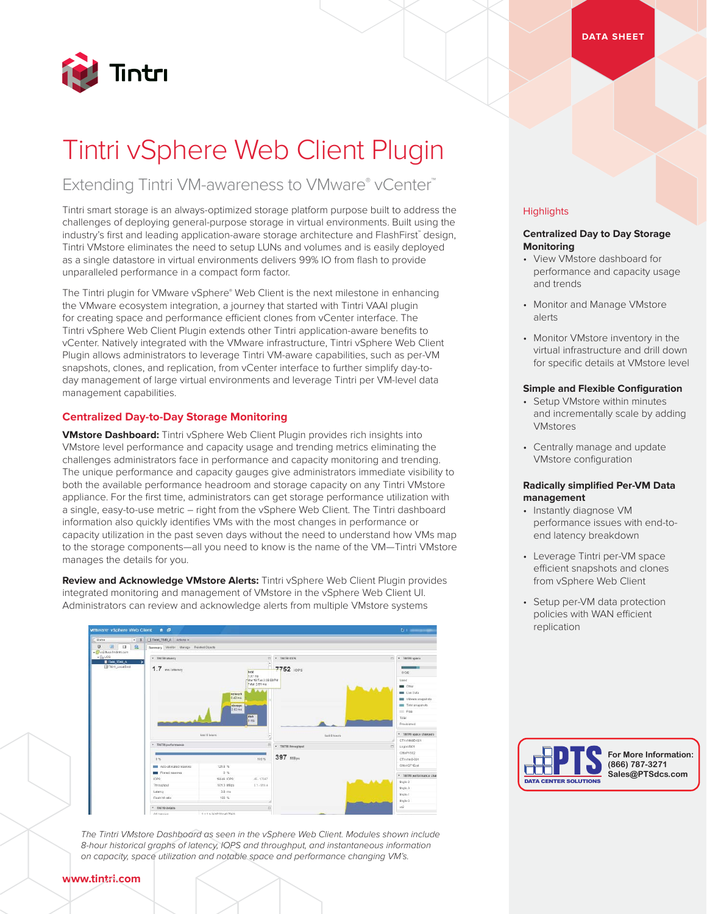DATA SHEET

# Tintri vSphere Web Client Plugin

## Extending Tintri VM-awareness to VMware® vCenter™

Tintri smart storage is an always-optimized storage platform purpose built to address the challenges of deploying general-purpose storage in virtual environments. Built using the industry's first and leading application-aware storage architecture and FlashFirst™ design, Tintri VMstore eliminates the need to setup LUNs and volumes and is easily deployed as a single datastore in virtual environments delivers 99% IO from flash to provide unparalleled performance in a compact form factor.

The Tintri plugin for VMware vSphere® Web Client is the next milestone in enhancing the VMware ecosystem integration, a journey that started with Tintri VAAI plugin for creating space and performance efficient clones from vCenter interface. The Tintri vSphere Web Client Plugin extends other Tintri application-aware benefits to vCenter. Natively integrated with the VMware infrastructure, Tintri vSphere Web Client Plugin allows administrators to leverage Tintri VM-aware capabilities, such as per-VM snapshots, clones, and replication, from vCenter interface to further simplify day-to-day management of large virtual environments and leverage Tintri per VM-level data management capabilities.

### Centralized Day-to-Day Storage Monitoring

**VMstore Dashboard:** Tintri vSphere Web Client Plugin provides rich insights into VMstore level performance and capacity usage and trending metrics eliminating the challenges administrators face in performance and capacity monitoring and trending. The unique performance and capacity gauges give administrators immediate visibility to both the available performance headroom and storage capacity on any Tintri VMstore appliance. For the first time, administrators can get storage performance utilization with a single, easy-to-use metric – right from the vSphere Web Client. The Tintri dashboard information also quickly identifies VMs with the most changes in performance or capacity utilization in the past seven days without the need to understand how VMs map to the storage components—all you need to know is the name of the VM—Tintri VMstore manages the details for you.

**Review and Acknowledge VMstore Alerts:** Tintri vSphere Web Client Plugin provides integrated monitoring and management of VMstore in the vSphere Web Client UI. Administrators can review and acknowledge alerts from multiple VMstore systems

*The Tintri VMstore Dashboard as seen in the vSphere Web Client. Modules shown include 8-hour historical graphs of latency, IOPS and throughput, and instantaneous information on capacity, space utilization and notable space and performance changing VM's.*

### Highlights

**Centralized Day to Day Storage Monitoring**

- View VMstore dashboard for performance and capacity usage and trends
- Monitor and Manage VMstore alerts
- Monitor VMstore inventory in the virtual infrastructure and drill down for specific details at VMstore level

**Simple and Flexible Configuration**

- Setup VMstore within minutes and incrementally scale by adding VMstores
- Centrally manage and update VMstore configuration

**Radically simplified Per-VM Data management**

- Instantly diagnose VM performance issues with end-to-end latency breakdown
- Leverage Tintri per-VM space efficient snapshots and clones from vSphere Web Client
- Setup per-VM data protection policies with WAN efficient replication

PTS DATA CENTER SOLUTIONS

For More Information:
(866) 787-3271
Sales@PTSdcs.com

www.tintri.com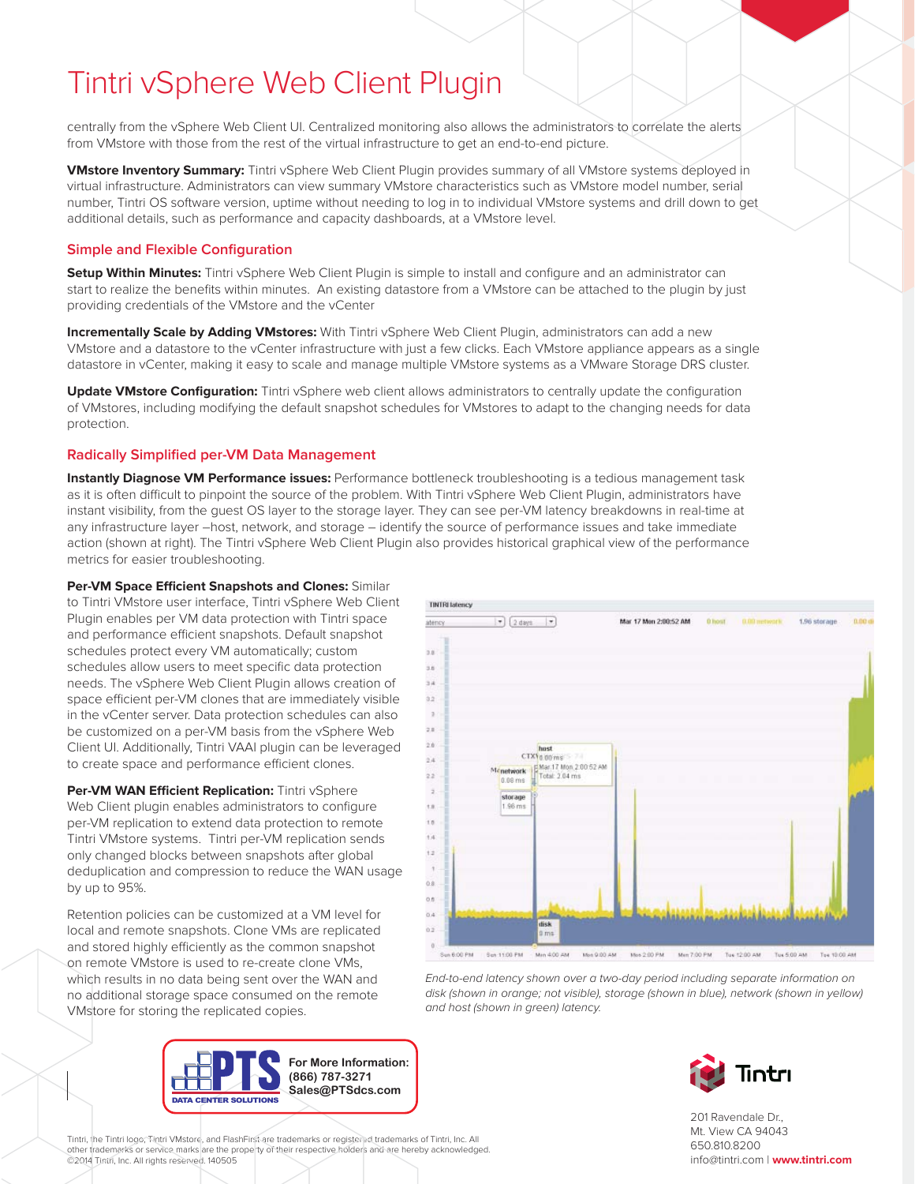# Tintri vSphere Web Client Plugin

centrally from the vSphere Web Client UI. Centralized monitoring also allows the administrators to correlate the alerts from VMstore with those from the rest of the virtual infrastructure to get an end-to-end picture.

**VMstore Inventory Summary:** Tintri vSphere Web Client Plugin provides summary of all VMstore systems deployed in virtual infrastructure. Administrators can view summary VMstore characteristics such as VMstore model number, serial number, Tintri OS software version, uptime without needing to log in to individual VMstore systems and drill down to get additional details, such as performance and capacity dashboards, at a VMstore level.

## Simple and Flexible Configuration

**Setup Within Minutes:** Tintri vSphere Web Client Plugin is simple to install and configure and an administrator can start to realize the benefits within minutes. An existing datastore from a VMstore can be attached to the plugin by just providing credentials of the VMstore and the vCenter

**Incrementally Scale by Adding VMstores:** With Tintri vSphere Web Client Plugin, administrators can add a new VMstore and a datastore to the vCenter infrastructure with just a few clicks. Each VMstore appliance appears as a single datastore in vCenter, making it easy to scale and manage multiple VMstore systems as a VMware Storage DRS cluster.

**Update VMstore Configuration:** Tintri vSphere web client allows administrators to centrally update the configuration of VMstores, including modifying the default snapshot schedules for VMstores to adapt to the changing needs for data protection.

## Radically Simplified per-VM Data Management

**Instantly Diagnose VM Performance issues:** Performance bottleneck troubleshooting is a tedious management task as it is often difficult to pinpoint the source of the problem. With Tintri vSphere Web Client Plugin, administrators have instant visibility, from the guest OS layer to the storage layer. They can see per-VM latency breakdowns in real-time at any infrastructure layer –host, network, and storage – identify the source of performance issues and take immediate action (shown at right). The Tintri vSphere Web Client Plugin also provides historical graphical view of the performance metrics for easier troubleshooting.

**Per-VM Space Efficient Snapshots and Clones:** Similar to Tintri VMstore user interface, Tintri vSphere Web Client Plugin enables per VM data protection with Tintri space and performance efficient snapshots. Default snapshot schedules protect every VM automatically; custom schedules allow users to meet specific data protection needs. The vSphere Web Client Plugin allows creation of space efficient per-VM clones that are immediately visible in the vCenter server. Data protection schedules can also be customized on a per-VM basis from the vSphere Web Client UI. Additionally, Tintri VAAI plugin can be leveraged to create space and performance efficient clones.

**Per-VM WAN Efficient Replication:** Tintri vSphere Web Client plugin enables administrators to configure per-VM replication to extend data protection to remote Tintri VMstore systems. Tintri per-VM replication sends only changed blocks between snapshots after global deduplication and compression to reduce the WAN usage by up to 95%.

Retention policies can be customized at a VM level for local and remote snapshots. Clone VMs are replicated and stored highly efficiently as the common snapshot on remote VMstore is used to re-create clone VMs, which results in no data being sent over the WAN and no additional storage space consumed on the remote VMstore for storing the replicated copies.

TINTRI latency
atency | 2 days
Mar 17 Mon 2:00:52 AM | 0 host | 0.08 network | 1.96 storage | 0.00 di
host 0.00 ms
network 0.08 ms
storage 1.96 ms
Mar 17 Mon 2:00:52 AM Total: 2.04 ms
disk 0 ms
3.8, 3.6, 3.4, 3.2, 3, 2.8, 2.6, 2.4, 2.2, 2, 1.8, 1.6, 1.4, 1.2, 1, 0.8, 0.6, 0.4, 0.2, 0
Sun 6:00 PM, Sun 11:00 PM, Mon 4:00 AM, Mon 9:00 AM, Mon 2:00 PM, Mon 7:00 PM, Tue 12:00 AM, Tue 5:00 AM, Tue 10:00 AM

*End-to-end latency shown over a two-day period including separate information on disk (shown in orange; not visible), storage (shown in blue), network (shown in yellow) and host (shown in green) latency.*

PTS DATA CENTER SOLUTIONS
**For More Information:**
**(866) 787-3271**
**Sales@PTSdcs.com**

Tintri

201 Ravendale Dr.,
Mt. View CA 94043
650.810.8200
info@tintri.com | **www.tintri.com**

Tintri, the Tintri logo, Tintri VMstore, and FlashFirst are trademarks or registered trademarks of Tintri, Inc. All other trademarks or service marks are the property of their respective holders and are hereby acknowledged. ©2014 Tintri, Inc. All rights reserved. 140505